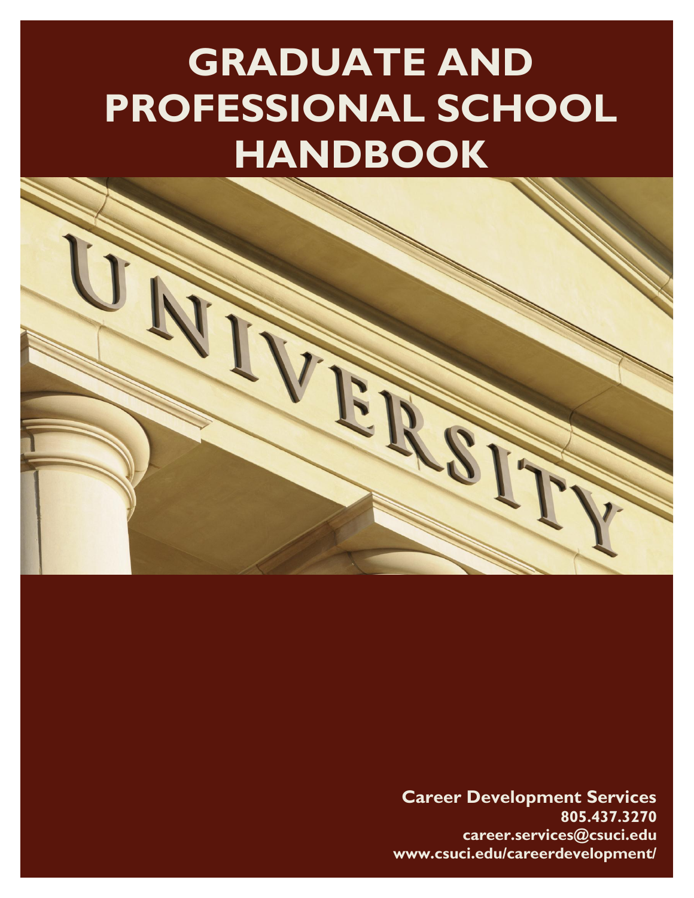# GRADUATE AND PROFESSIONAL SCHOOL HANDBOOK

**Career Development Services**
**805.437.3270**
**career.services@csuci.edu**
**www.csuci.edu/careerdevelopment/**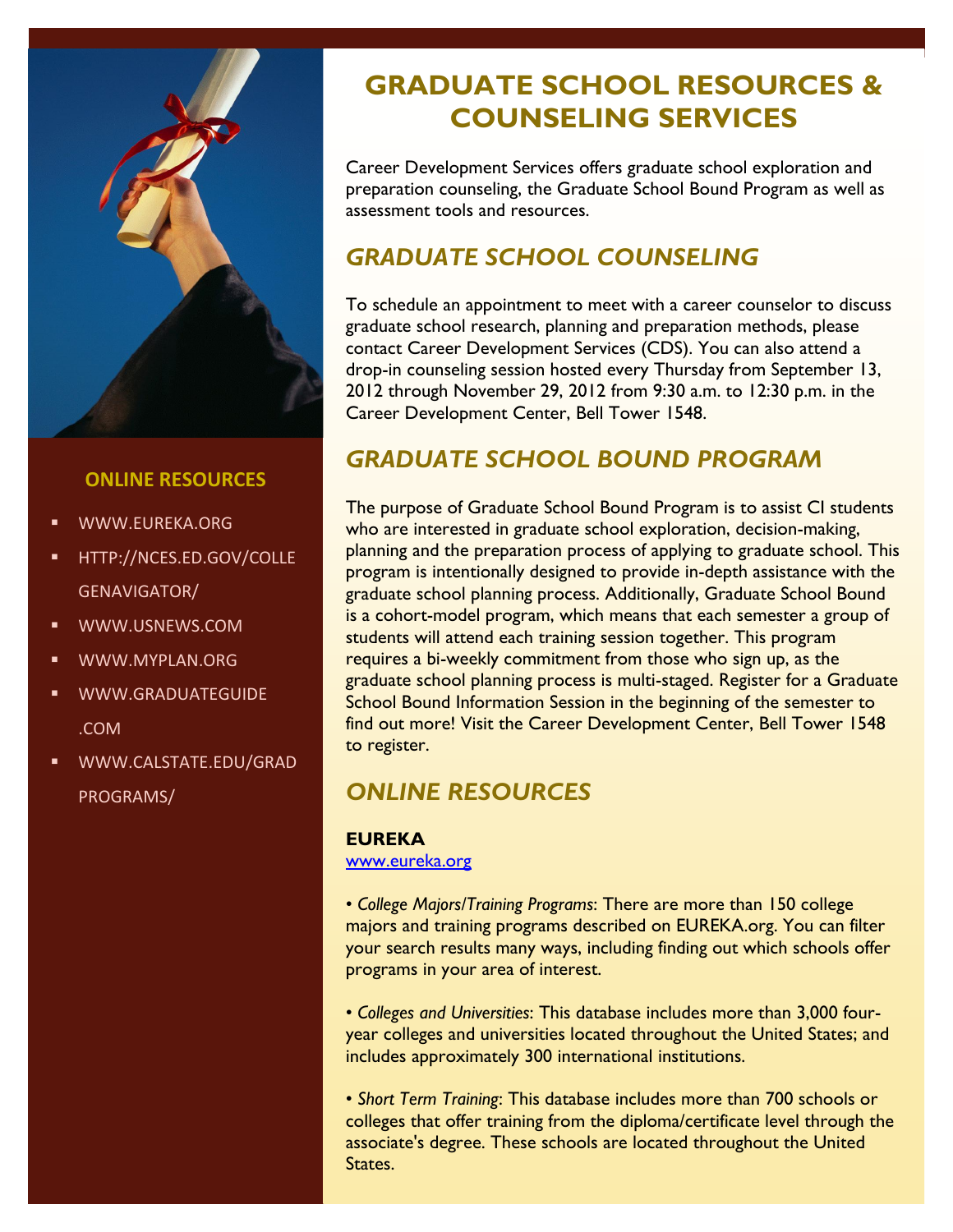# GRADUATE SCHOOL RESOURCES & COUNSELING SERVICES

Career Development Services offers graduate school exploration and preparation counseling, the Graduate School Bound Program as well as assessment tools and resources.

## *GRADUATE SCHOOL COUNSELING*

To schedule an appointment to meet with a career counselor to discuss graduate school research, planning and preparation methods, please contact Career Development Services (CDS). You can also attend a drop-in counseling session hosted every Thursday from September 13, 2012 through November 29, 2012 from 9:30 a.m. to 12:30 p.m. in the Career Development Center, Bell Tower 1548.

## *GRADUATE SCHOOL BOUND PROGRAM*

The purpose of Graduate School Bound Program is to assist CI students who are interested in graduate school exploration, decision-making, planning and the preparation process of applying to graduate school. This program is intentionally designed to provide in-depth assistance with the graduate school planning process. Additionally, Graduate School Bound is a cohort-model program, which means that each semester a group of students will attend each training session together. This program requires a bi-weekly commitment from those who sign up, as the graduate school planning process is multi-staged. Register for a Graduate School Bound Information Session in the beginning of the semester to find out more! Visit the Career Development Center, Bell Tower 1548 to register.

## *ONLINE RESOURCES*

**EUREKA**
www.eureka.org

• *College Majors/Training Programs*: There are more than 150 college majors and training programs described on EUREKA.org. You can filter your search results many ways, including finding out which schools offer programs in your area of interest.

• *Colleges and Universities*: This database includes more than 3,000 four-year colleges and universities located throughout the United States; and includes approximately 300 international institutions.

• *Short Term Training*: This database includes more than 700 schools or colleges that offer training from the diploma/certificate level through the associate's degree. These schools are located throughout the United States.

### ONLINE RESOURCES

- WWW.EUREKA.ORG
- HTTP://NCES.ED.GOV/COLLEGENAVIGATOR/
- WWW.USNEWS.COM
- WWW.MYPLAN.ORG
- WWW.GRADUATEGUIDE.COM
- WWW.CALSTATE.EDU/GRADPROGRAMS/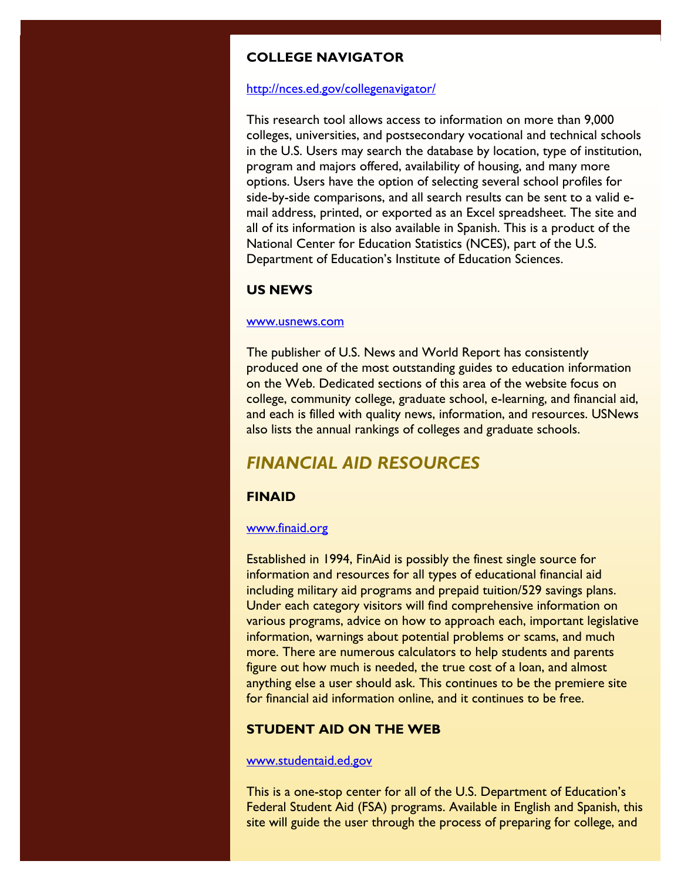### COLLEGE NAVIGATOR

http://nces.ed.gov/collegenavigator/

This research tool allows access to information on more than 9,000 colleges, universities, and postsecondary vocational and technical schools in the U.S. Users may search the database by location, type of institution, program and majors offered, availability of housing, and many more options. Users have the option of selecting several school profiles for side-by-side comparisons, and all search results can be sent to a valid e-mail address, printed, or exported as an Excel spreadsheet. The site and all of its information is also available in Spanish. This is a product of the National Center for Education Statistics (NCES), part of the U.S. Department of Education's Institute of Education Sciences.

### US NEWS

www.usnews.com

The publisher of U.S. News and World Report has consistently produced one of the most outstanding guides to education information on the Web. Dedicated sections of this area of the website focus on college, community college, graduate school, e-learning, and financial aid, and each is filled with quality news, information, and resources. USNews also lists the annual rankings of colleges and graduate schools.

## *FINANCIAL AID RESOURCES*

### FINAID

www.finaid.org

Established in 1994, FinAid is possibly the finest single source for information and resources for all types of educational financial aid including military aid programs and prepaid tuition/529 savings plans. Under each category visitors will find comprehensive information on various programs, advice on how to approach each, important legislative information, warnings about potential problems or scams, and much more. There are numerous calculators to help students and parents figure out how much is needed, the true cost of a loan, and almost anything else a user should ask. This continues to be the premiere site for financial aid information online, and it continues to be free.

### STUDENT AID ON THE WEB

www.studentaid.ed.gov

This is a one-stop center for all of the U.S. Department of Education's Federal Student Aid (FSA) programs. Available in English and Spanish, this site will guide the user through the process of preparing for college, and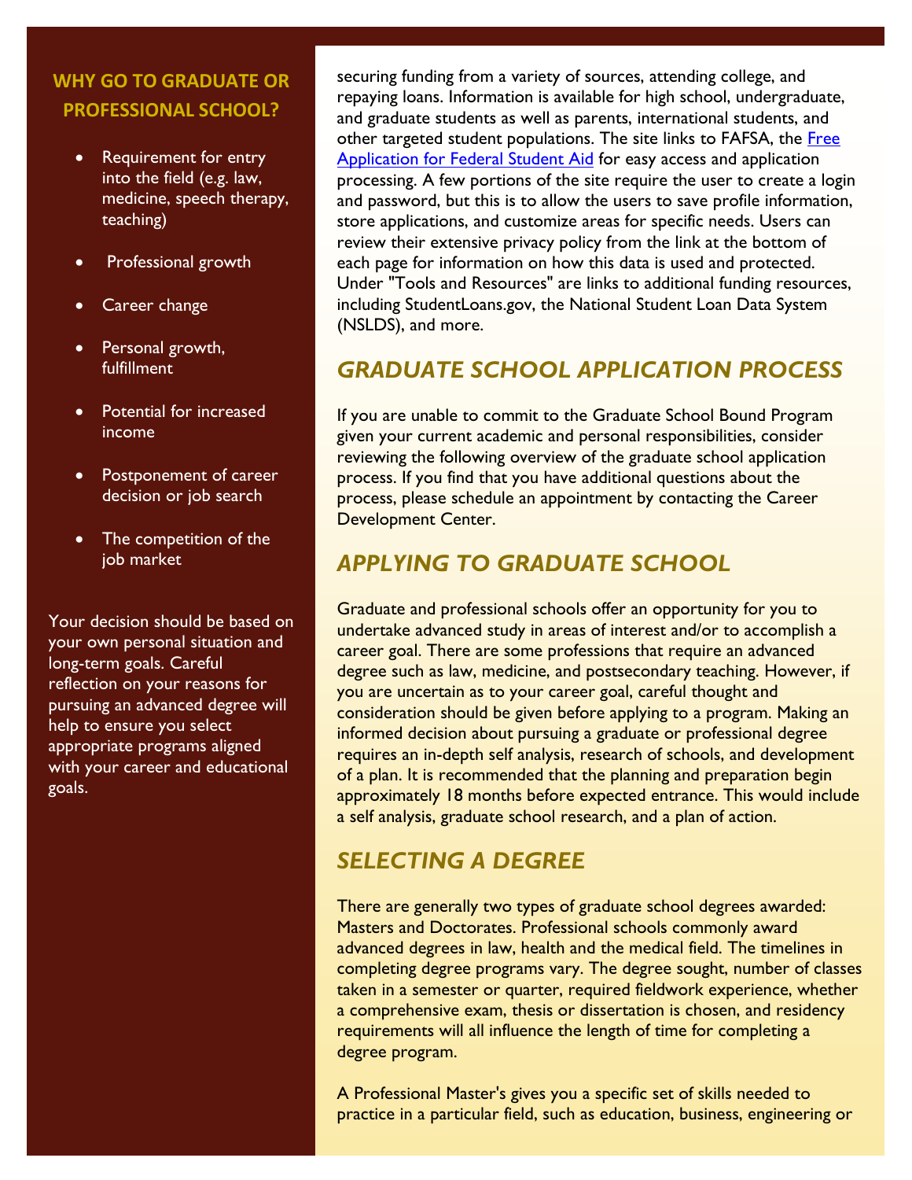## WHY GO TO GRADUATE OR PROFESSIONAL SCHOOL?

- Requirement for entry into the field (e.g. law, medicine, speech therapy, teaching)
- Professional growth
- Career change
- Personal growth, fulfillment
- Potential for increased income
- Postponement of career decision or job search
- The competition of the job market

Your decision should be based on your own personal situation and long-term goals. Careful reflection on your reasons for pursuing an advanced degree will help to ensure you select appropriate programs aligned with your career and educational goals.

securing funding from a variety of sources, attending college, and repaying loans. Information is available for high school, undergraduate, and graduate students as well as parents, international students, and other targeted student populations. The site links to FAFSA, the [Free Application for Federal Student Aid] for easy access and application processing. A few portions of the site require the user to create a login and password, but this is to allow the users to save profile information, store applications, and customize areas for specific needs. Users can review their extensive privacy policy from the link at the bottom of each page for information on how this data is used and protected. Under "Tools and Resources" are links to additional funding resources, including StudentLoans.gov, the National Student Loan Data System (NSLDS), and more.

## *GRADUATE SCHOOL APPLICATION PROCESS*

If you are unable to commit to the Graduate School Bound Program given your current academic and personal responsibilities, consider reviewing the following overview of the graduate school application process. If you find that you have additional questions about the process, please schedule an appointment by contacting the Career Development Center.

## *APPLYING TO GRADUATE SCHOOL*

Graduate and professional schools offer an opportunity for you to undertake advanced study in areas of interest and/or to accomplish a career goal. There are some professions that require an advanced degree such as law, medicine, and postsecondary teaching. However, if you are uncertain as to your career goal, careful thought and consideration should be given before applying to a program. Making an informed decision about pursuing a graduate or professional degree requires an in-depth self analysis, research of schools, and development of a plan. It is recommended that the planning and preparation begin approximately 18 months before expected entrance. This would include a self analysis, graduate school research, and a plan of action.

## *SELECTING A DEGREE*

There are generally two types of graduate school degrees awarded: Masters and Doctorates. Professional schools commonly award advanced degrees in law, health and the medical field. The timelines in completing degree programs vary. The degree sought, number of classes taken in a semester or quarter, required fieldwork experience, whether a comprehensive exam, thesis or dissertation is chosen, and residency requirements will all influence the length of time for completing a degree program.

A Professional Master's gives you a specific set of skills needed to practice in a particular field, such as education, business, engineering or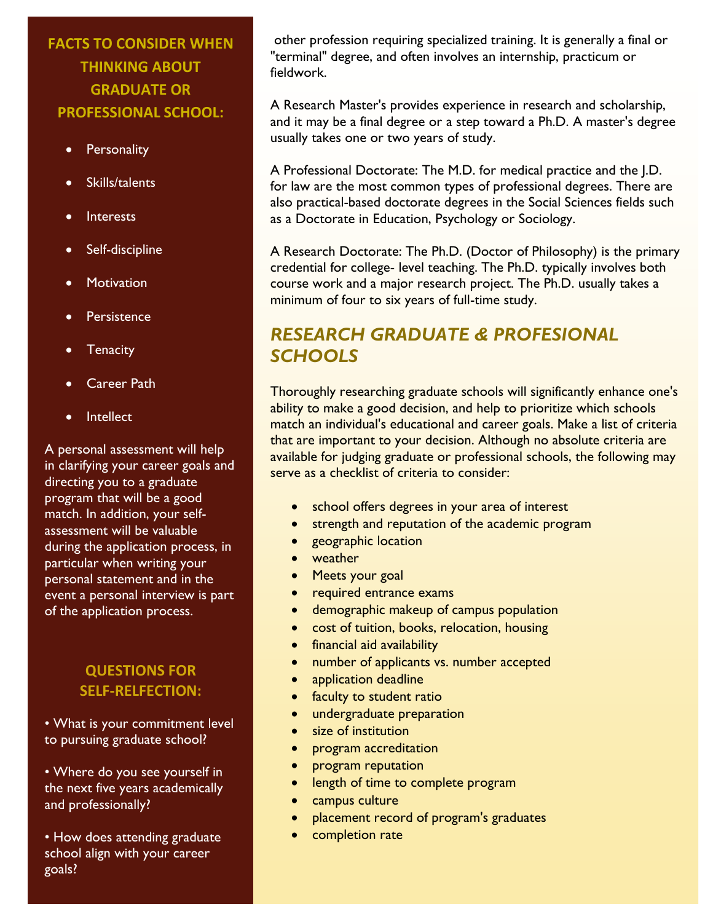## FACTS TO CONSIDER WHEN THINKING ABOUT GRADUATE OR PROFESSIONAL SCHOOL:

- Personality
- Skills/talents
- Interests
- Self-discipline
- Motivation
- Persistence
- Tenacity
- Career Path
- Intellect

A personal assessment will help in clarifying your career goals and directing you to a graduate program that will be a good match. In addition, your self-assessment will be valuable during the application process, in particular when writing your personal statement and in the event a personal interview is part of the application process.

## QUESTIONS FOR SELF-RELFECTION:

• What is your commitment level to pursuing graduate school?

• Where do you see yourself in the next five years academically and professionally?

• How does attending graduate school align with your career goals?

other profession requiring specialized training. It is generally a final or "terminal" degree, and often involves an internship, practicum or fieldwork.

A Research Master's provides experience in research and scholarship, and it may be a final degree or a step toward a Ph.D. A master's degree usually takes one or two years of study.

A Professional Doctorate: The M.D. for medical practice and the J.D. for law are the most common types of professional degrees. There are also practical-based doctorate degrees in the Social Sciences fields such as a Doctorate in Education, Psychology or Sociology.

A Research Doctorate: The Ph.D. (Doctor of Philosophy) is the primary credential for college- level teaching. The Ph.D. typically involves both course work and a major research project. The Ph.D. usually takes a minimum of four to six years of full-time study.

## *RESEARCH GRADUATE & PROFESIONAL SCHOOLS*

Thoroughly researching graduate schools will significantly enhance one's ability to make a good decision, and help to prioritize which schools match an individual's educational and career goals. Make a list of criteria that are important to your decision. Although no absolute criteria are available for judging graduate or professional schools, the following may serve as a checklist of criteria to consider:

- school offers degrees in your area of interest
- strength and reputation of the academic program
- geographic location
- weather
- Meets your goal
- required entrance exams
- demographic makeup of campus population
- cost of tuition, books, relocation, housing
- financial aid availability
- number of applicants vs. number accepted
- application deadline
- faculty to student ratio
- undergraduate preparation
- size of institution
- program accreditation
- program reputation
- length of time to complete program
- campus culture
- placement record of program's graduates
- completion rate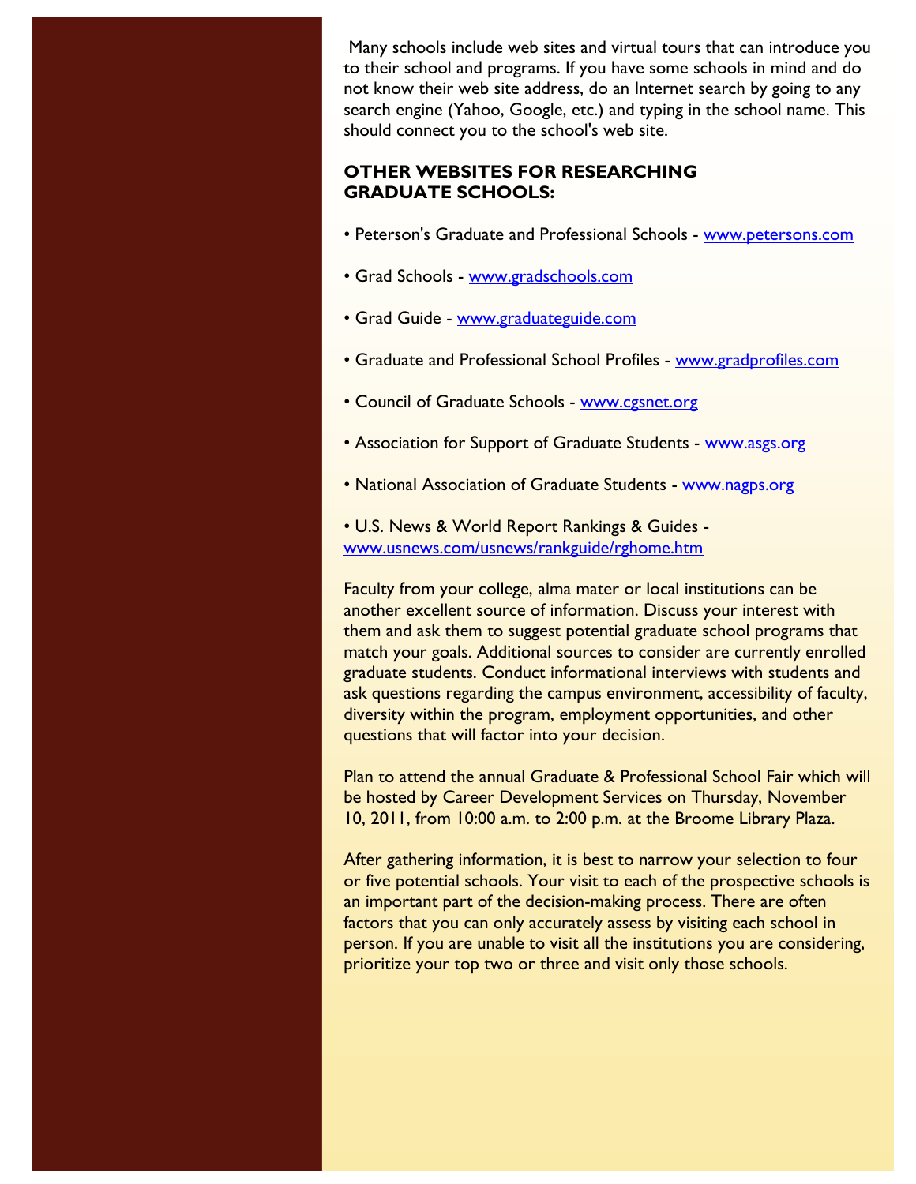Many schools include web sites and virtual tours that can introduce you to their school and programs. If you have some schools in mind and do not know their web site address, do an Internet search by going to any search engine (Yahoo, Google, etc.) and typing in the school name. This should connect you to the school's web site.

## OTHER WEBSITES FOR RESEARCHING GRADUATE SCHOOLS:

- Peterson's Graduate and Professional Schools - www.petersons.com
- Grad Schools - www.gradschools.com
- Grad Guide - www.graduateguide.com
- Graduate and Professional School Profiles - www.gradprofiles.com
- Council of Graduate Schools - www.cgsnet.org
- Association for Support of Graduate Students - www.asgs.org
- National Association of Graduate Students - www.nagps.org
- U.S. News & World Report Rankings & Guides - www.usnews.com/usnews/rankguide/rghome.htm

Faculty from your college, alma mater or local institutions can be another excellent source of information. Discuss your interest with them and ask them to suggest potential graduate school programs that match your goals. Additional sources to consider are currently enrolled graduate students. Conduct informational interviews with students and ask questions regarding the campus environment, accessibility of faculty, diversity within the program, employment opportunities, and other questions that will factor into your decision.

Plan to attend the annual Graduate & Professional School Fair which will be hosted by Career Development Services on Thursday, November 10, 2011, from 10:00 a.m. to 2:00 p.m. at the Broome Library Plaza.

After gathering information, it is best to narrow your selection to four or five potential schools. Your visit to each of the prospective schools is an important part of the decision-making process. There are often factors that you can only accurately assess by visiting each school in person. If you are unable to visit all the institutions you are considering, prioritize your top two or three and visit only those schools.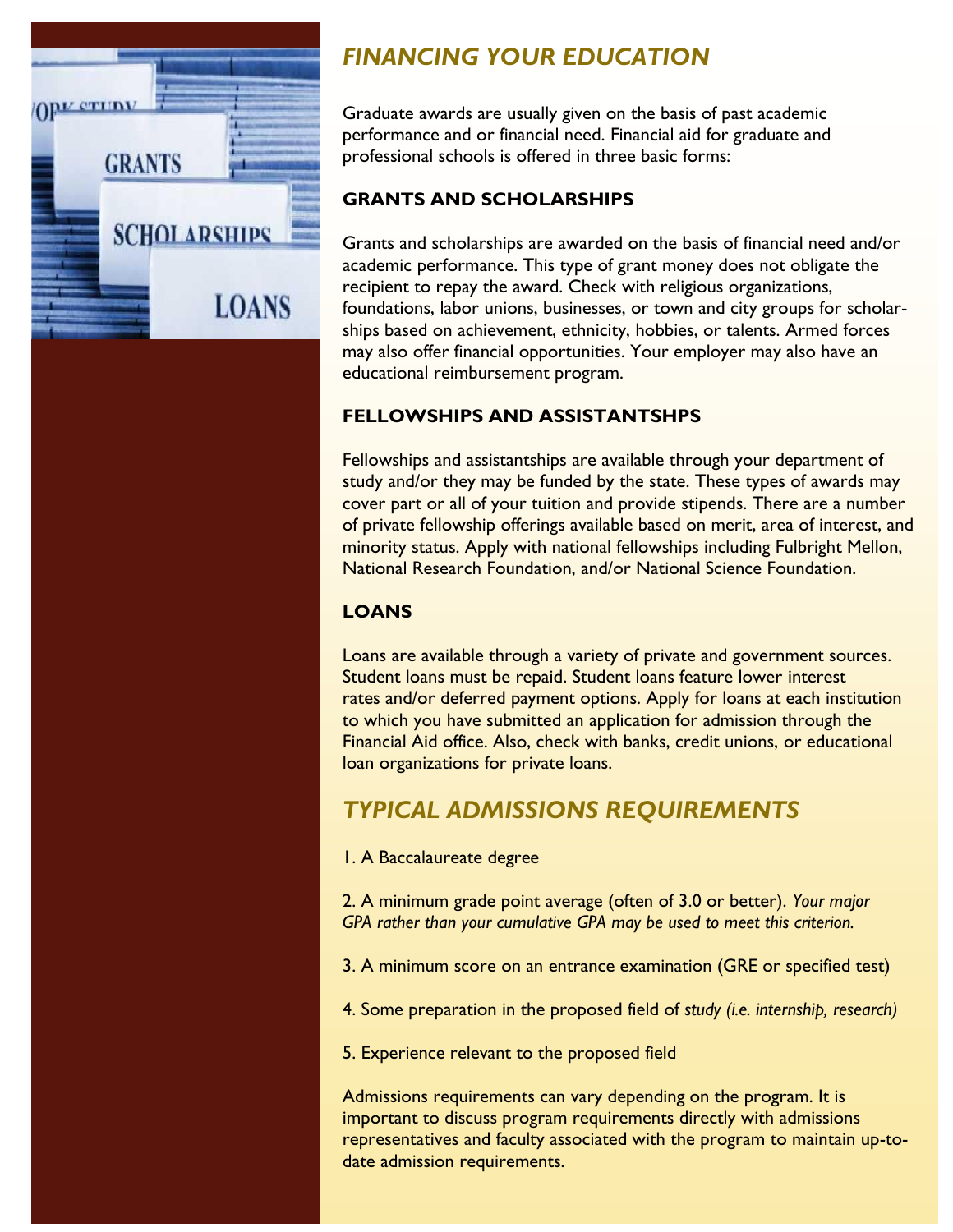## *FINANCING YOUR EDUCATION*

Graduate awards are usually given on the basis of past academic performance and or financial need. Financial aid for graduate and professional schools is offered in three basic forms:

### GRANTS AND SCHOLARSHIPS

Grants and scholarships are awarded on the basis of financial need and/or academic performance. This type of grant money does not obligate the recipient to repay the award. Check with religious organizations, foundations, labor unions, businesses, or town and city groups for scholarships based on achievement, ethnicity, hobbies, or talents. Armed forces may also offer financial opportunities. Your employer may also have an educational reimbursement program.

### FELLOWSHIPS AND ASSISTANTSHPS

Fellowships and assistantships are available through your department of study and/or they may be funded by the state. These types of awards may cover part or all of your tuition and provide stipends. There are a number of private fellowship offerings available based on merit, area of interest, and minority status. Apply with national fellowships including Fulbright Mellon, National Research Foundation, and/or National Science Foundation.

### LOANS

Loans are available through a variety of private and government sources. Student loans must be repaid. Student loans feature lower interest rates and/or deferred payment options. Apply for loans at each institution to which you have submitted an application for admission through the Financial Aid office. Also, check with banks, credit unions, or educational loan organizations for private loans.

## *TYPICAL ADMISSIONS REQUIREMENTS*

1. A Baccalaureate degree

2. A minimum grade point average (often of 3.0 or better). *Your major GPA rather than your cumulative GPA may be used to meet this criterion.*

3. A minimum score on an entrance examination (GRE or specified test)

4. Some preparation in the proposed field of *study (i.e. internship, research)*

5. Experience relevant to the proposed field

Admissions requirements can vary depending on the program. It is important to discuss program requirements directly with admissions representatives and faculty associated with the program to maintain up-to-date admission requirements.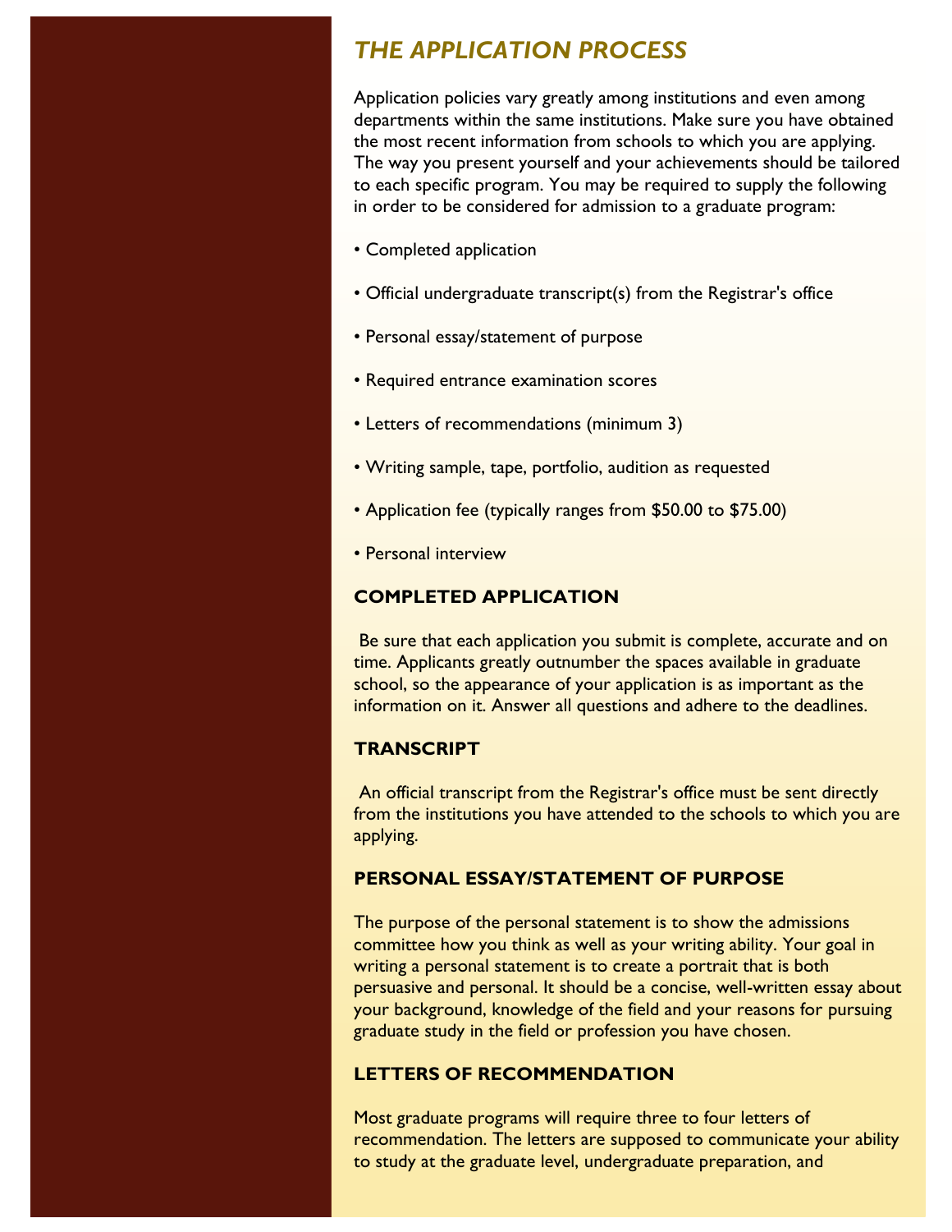## *THE APPLICATION PROCESS*

Application policies vary greatly among institutions and even among departments within the same institutions. Make sure you have obtained the most recent information from schools to which you are applying. The way you present yourself and your achievements should be tailored to each specific program. You may be required to supply the following in order to be considered for admission to a graduate program:

- Completed application
- Official undergraduate transcript(s) from the Registrar's office
- Personal essay/statement of purpose
- Required entrance examination scores
- Letters of recommendations (minimum 3)
- Writing sample, tape, portfolio, audition as requested
- Application fee (typically ranges from $50.00 to $75.00)
- Personal interview

### COMPLETED APPLICATION

Be sure that each application you submit is complete, accurate and on time. Applicants greatly outnumber the spaces available in graduate school, so the appearance of your application is as important as the information on it. Answer all questions and adhere to the deadlines.

### TRANSCRIPT

An official transcript from the Registrar's office must be sent directly from the institutions you have attended to the schools to which you are applying.

### PERSONAL ESSAY/STATEMENT OF PURPOSE

The purpose of the personal statement is to show the admissions committee how you think as well as your writing ability. Your goal in writing a personal statement is to create a portrait that is both persuasive and personal. It should be a concise, well-written essay about your background, knowledge of the field and your reasons for pursuing graduate study in the field or profession you have chosen.

### LETTERS OF RECOMMENDATION

Most graduate programs will require three to four letters of recommendation. The letters are supposed to communicate your ability to study at the graduate level, undergraduate preparation, and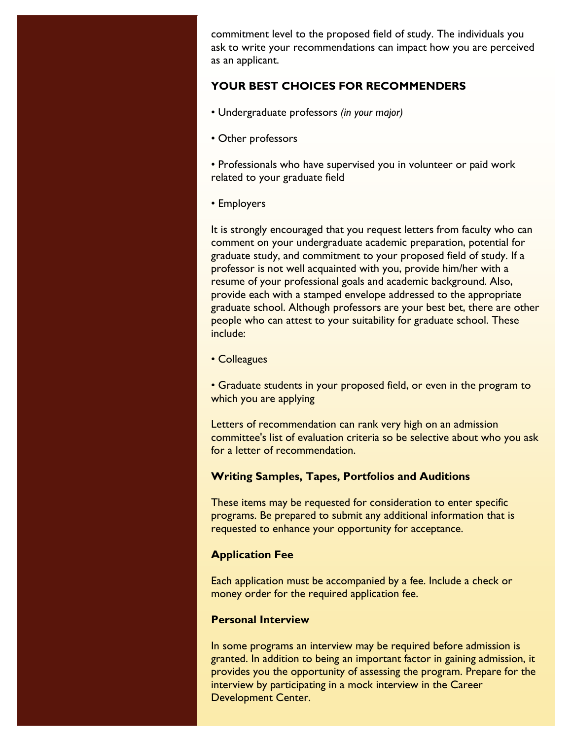commitment level to the proposed field of study. The individuals you ask to write your recommendations can impact how you are perceived as an applicant.

### YOUR BEST CHOICES FOR RECOMMENDERS

- Undergraduate professors *(in your major)*
- Other professors
- Professionals who have supervised you in volunteer or paid work related to your graduate field
- Employers

It is strongly encouraged that you request letters from faculty who can comment on your undergraduate academic preparation, potential for graduate study, and commitment to your proposed field of study. If a professor is not well acquainted with you, provide him/her with a resume of your professional goals and academic background. Also, provide each with a stamped envelope addressed to the appropriate graduate school. Although professors are your best bet, there are other people who can attest to your suitability for graduate school. These include:

- Colleagues
- Graduate students in your proposed field, or even in the program to which you are applying

Letters of recommendation can rank very high on an admission committee's list of evaluation criteria so be selective about who you ask for a letter of recommendation.

### Writing Samples, Tapes, Portfolios and Auditions

These items may be requested for consideration to enter specific programs. Be prepared to submit any additional information that is requested to enhance your opportunity for acceptance.

### Application Fee

Each application must be accompanied by a fee. Include a check or money order for the required application fee.

### Personal Interview

In some programs an interview may be required before admission is granted. In addition to being an important factor in gaining admission, it provides you the opportunity of assessing the program. Prepare for the interview by participating in a mock interview in the Career Development Center.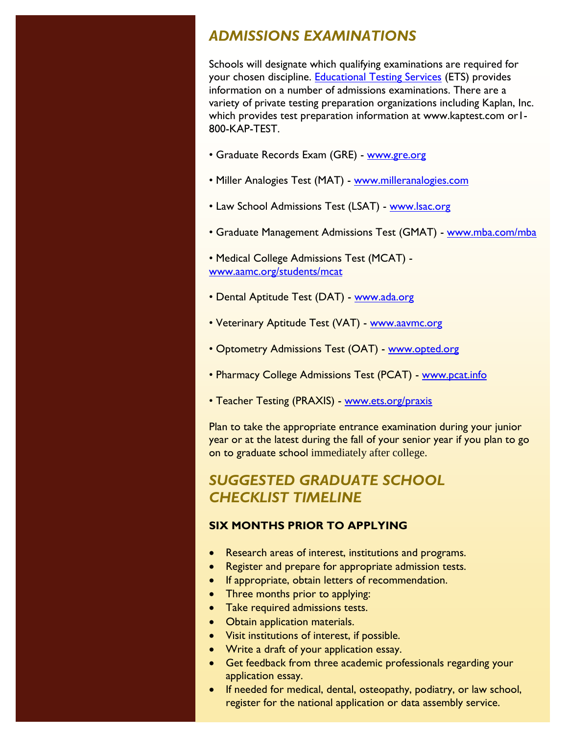## *ADMISSIONS EXAMINATIONS*

Schools will designate which qualifying examinations are required for your chosen discipline. Educational Testing Services (ETS) provides information on a number of admissions examinations. There are a variety of private testing preparation organizations including Kaplan, Inc. which provides test preparation information at www.kaptest.com or1-800-KAP-TEST.

- Graduate Records Exam (GRE) - www.gre.org
- Miller Analogies Test (MAT) - www.milleranalogies.com
- Law School Admissions Test (LSAT) - www.lsac.org
- Graduate Management Admissions Test (GMAT) - www.mba.com/mba
- Medical College Admissions Test (MCAT) - www.aamc.org/students/mcat
- Dental Aptitude Test (DAT) - www.ada.org
- Veterinary Aptitude Test (VAT) - www.aavmc.org
- Optometry Admissions Test (OAT) - www.opted.org
- Pharmacy College Admissions Test (PCAT) - www.pcat.info
- Teacher Testing (PRAXIS) - www.ets.org/praxis

Plan to take the appropriate entrance examination during your junior year or at the latest during the fall of your senior year if you plan to go on to graduate school immediately after college.

## *SUGGESTED GRADUATE SCHOOL CHECKLIST TIMELINE*

### SIX MONTHS PRIOR TO APPLYING

- Research areas of interest, institutions and programs.
- Register and prepare for appropriate admission tests.
- If appropriate, obtain letters of recommendation.
- Three months prior to applying:
- Take required admissions tests.
- Obtain application materials.
- Visit institutions of interest, if possible.
- Write a draft of your application essay.
- Get feedback from three academic professionals regarding your application essay.
- If needed for medical, dental, osteopathy, podiatry, or law school, register for the national application or data assembly service.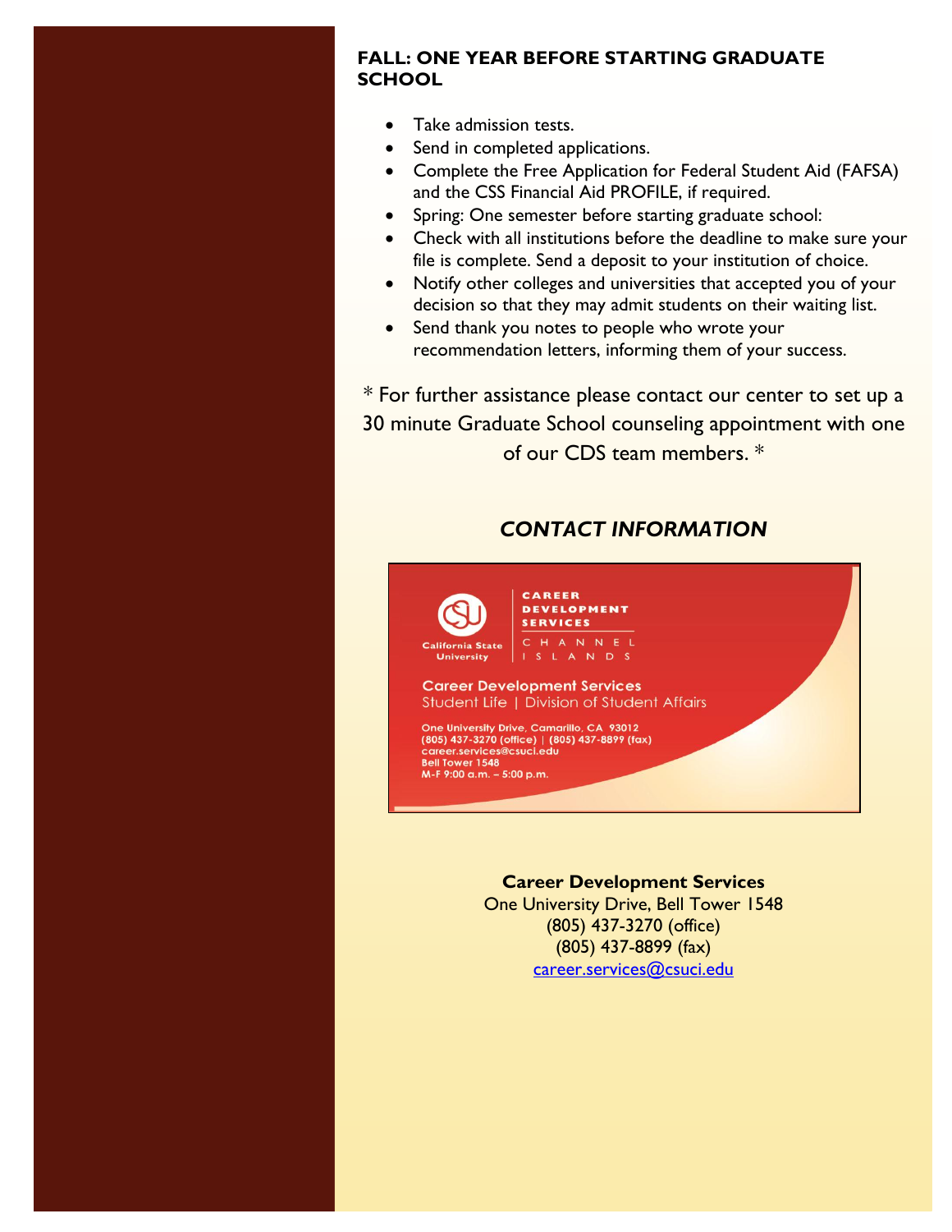## FALL: ONE YEAR BEFORE STARTING GRADUATE SCHOOL

- Take admission tests.
- Send in completed applications.
- Complete the Free Application for Federal Student Aid (FAFSA) and the CSS Financial Aid PROFILE, if required.
- Spring: One semester before starting graduate school:
- Check with all institutions before the deadline to make sure your file is complete. Send a deposit to your institution of choice.
- Notify other colleges and universities that accepted you of your decision so that they may admit students on their waiting list.
- Send thank you notes to people who wrote your recommendation letters, informing them of your success.

\* For further assistance please contact our center to set up a 30 minute Graduate School counseling appointment with one of our CDS team members. \*

## *CONTACT INFORMATION*

California State University

CAREER DEVELOPMENT SERVICES

CHANNEL ISLANDS

Career Development Services
Student Life | Division of Student Affairs

One University Drive, Camarillo, CA 93012
(805) 437-3270 (office) | (805) 437-8899 (fax)
career.services@csuci.edu
Bell Tower 1548
M-F 9:00 a.m. – 5:00 p.m.

**Career Development Services**
One University Drive, Bell Tower 1548
(805) 437-3270 (office)
(805) 437-8899 (fax)
career.services@csuci.edu